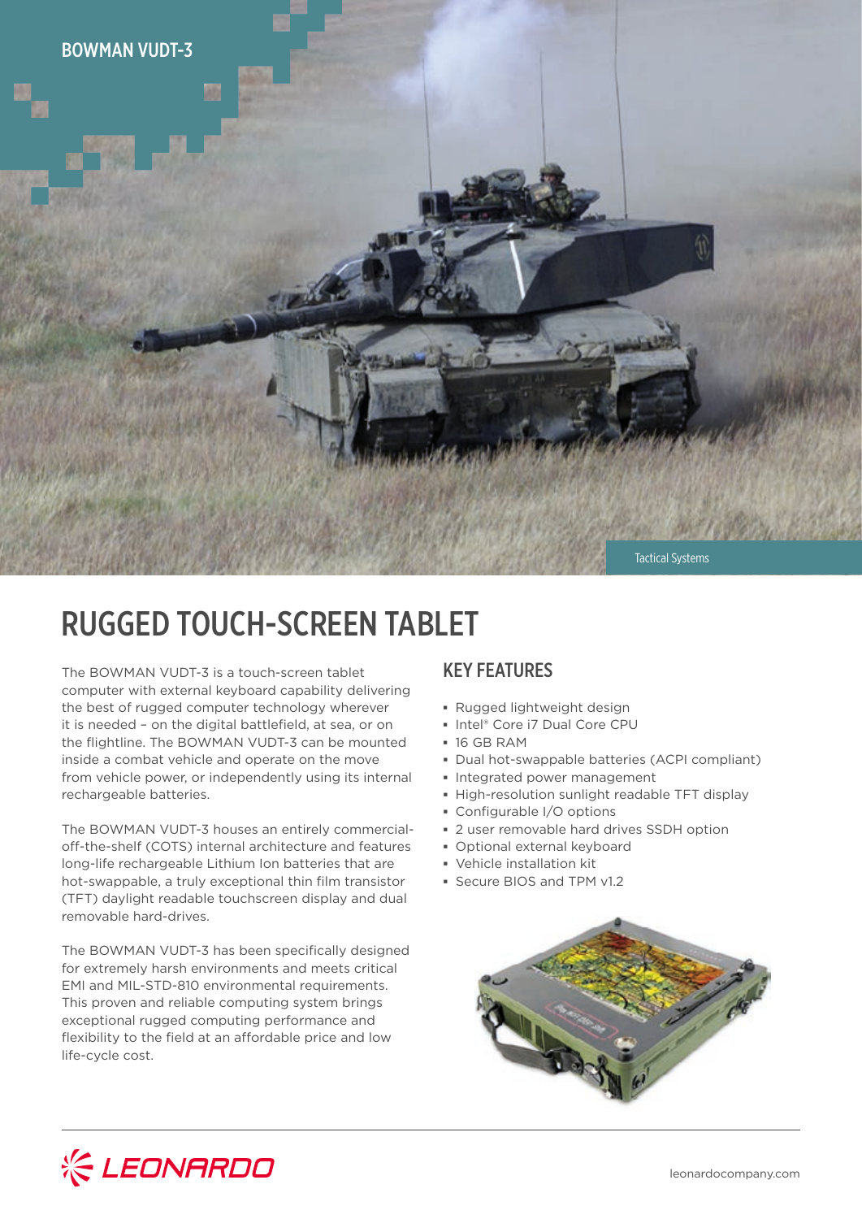BOWMAN VUDT-3

Tactical Systems

# RUGGED TOUCH-SCREEN TABLET

The BOWMAN VUDT-3 is a touch-screen tablet computer with external keyboard capability delivering the best of rugged computer technology wherever it is needed – on the digital battlefield, at sea, or on the flightline. The BOWMAN VUDT-3 can be mounted inside a combat vehicle and operate on the move from vehicle power, or independently using its internal rechargeable batteries.

The BOWMAN VUDT-3 houses an entirely commercial-off-the-shelf (COTS) internal architecture and features long-life rechargeable Lithium Ion batteries that are hot-swappable, a truly exceptional thin film transistor (TFT) daylight readable touchscreen display and dual removable hard-drives.

The BOWMAN VUDT-3 has been specifically designed for extremely harsh environments and meets critical EMI and MIL-STD-810 environmental requirements. This proven and reliable computing system brings exceptional rugged computing performance and flexibility to the field at an affordable price and low life-cycle cost.

## KEY FEATURES

- Rugged lightweight design
- Intel® Core i7 Dual Core CPU
- 16 GB RAM
- Dual hot-swappable batteries (ACPI compliant)
- Integrated power management
- High-resolution sunlight readable TFT display
- Configurable I/O options
- 2 user removable hard drives SSDH option
- Optional external keyboard
- Vehicle installation kit
- Secure BIOS and TPM v1.2

LEONARDO

leonardocompany.com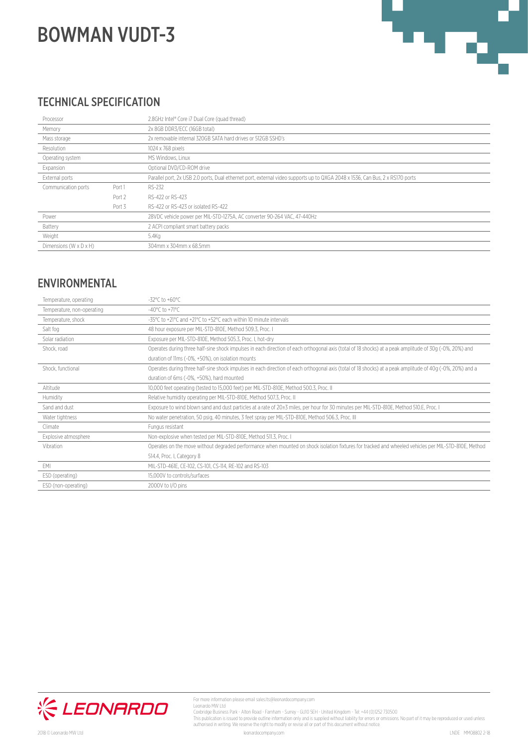# BOWMAN VUDT-3

## TECHNICAL SPECIFICATION

| | | |
|---|---|---|
| Processor | | 2.8GHz Intel® Core i7 Dual Core (quad thread) |
| Memory | | 2x 8GB DDR3/ECC (16GB total) |
| Mass storage | | 2x removable internal 320GB SATA hard drives or 512GB SSHD's |
| Resolution | | 1024 x 768 pixels |
| Operating system | | MS Windows, Linux |
| Expansion | | Optional DVD/CD-ROM drive |
| External ports | | Parallel port, 2x USB 2.0 ports, Dual ethernet port, external video supports up to QXGA 2048 x 1536, Can Bus, 2 x RS170 ports |
| Communication ports | Port 1 | RS-232 |
| | Port 2 | RS-422 or RS-423 |
| | Port 3 | RS-422 or RS-423 or isolated RS-422 |
| Power | | 28VDC vehicle power per MIL-STD-1275A, AC converter 90-264 VAC, 47-440Hz |
| Battery | | 2 ACPI compliant smart battery packs |
| Weight | | 5.4Kg |
| Dimensions (W x D x H) | | 304mm x 304mm x 68.5mm |

## ENVIRONMENTAL

| | |
|---|---|
| Temperature, operating | -32°C to +60°C |
| Temperature, non-operating | -40°C to +71°C |
| Temperature, shock | -35°C to +21°C and +21°C to +52°C each within 10 minute intervals |
| Salt fog | 48 hour exposure per MIL-STD-810E, Method 509.3, Proc. I |
| Solar radiation | Exposure per MIL-STD-810E, Method 505.3, Proc. I, hot-dry |
| Shock, road | Operates during three half-sine shock impulses in each direction of each orthogonal axis (total of 18 shocks) at a peak amplitude of 30g (-0%, 20%) and duration of 11ms (-0%, +50%), on isolation mounts |
| Shock, functional | Operates during three half-sine shock impulses in each direction of each orthogonal axis (total of 18 shocks) at a peak amplitude of 40g (-0%, 20%) and a duration of 6ms (-0%, +50%), hard mounted |
| Altitude | 10,000 feet operating (tested to 15,000 feet) per MIL-STD-810E, Method 500.3, Proc. II |
| Humidity | Relative humidity operating per MIL-STD-810E, Method 507.3, Proc. II |
| Sand and dust | Exposure to wind blown sand and dust particles at a rate of 20±3 miles, per hour for 30 minutes per MIL-STD-810E, Method 510.E, Proc. I |
| Water tightness | No water penetration, 50 psig, 40 minutes, 3 feet spray per MIL-STD-810E, Method 506.3, Proc. III |
| Climate | Fungus resistant |
| Explosive atmosphere | Non-explosive when tested per MIL-STD-810E, Method 511.3, Proc. I |
| Vibration | Operates on the move without degraded performance when mounted on shock isolation fixtures for tracked and wheeled vehicles per MIL-STD-810E, Method 514.4, Proc. I, Category 8 |
| EMI | MIL-STD-461E, CE-102, CS-101, CS-114, RE-102 and RS-103 |
| ESD (operating) | 15,000V to controls/surfaces |
| ESD (non-operating) | 2000V to I/O pins |

LEONARDO

For more information please email sales.lts@leonardocompany.com

Leonardo MW Ltd

Coxbridge Business Park - Alton Road - Farnham - Surrey - GU10 5EH - United Kingdom - Tel: +44 (0)1252 730500

This publication is issued to provide outline information only and is supplied without liability for errors or omissions. No part of it may be reproduced or used unless authorised in writing. We reserve the right to modify or revise all or part of this document without notice.

2018 © Leonardo MW Ltd

leonardocompany.com

LNDE MM08802 2-18